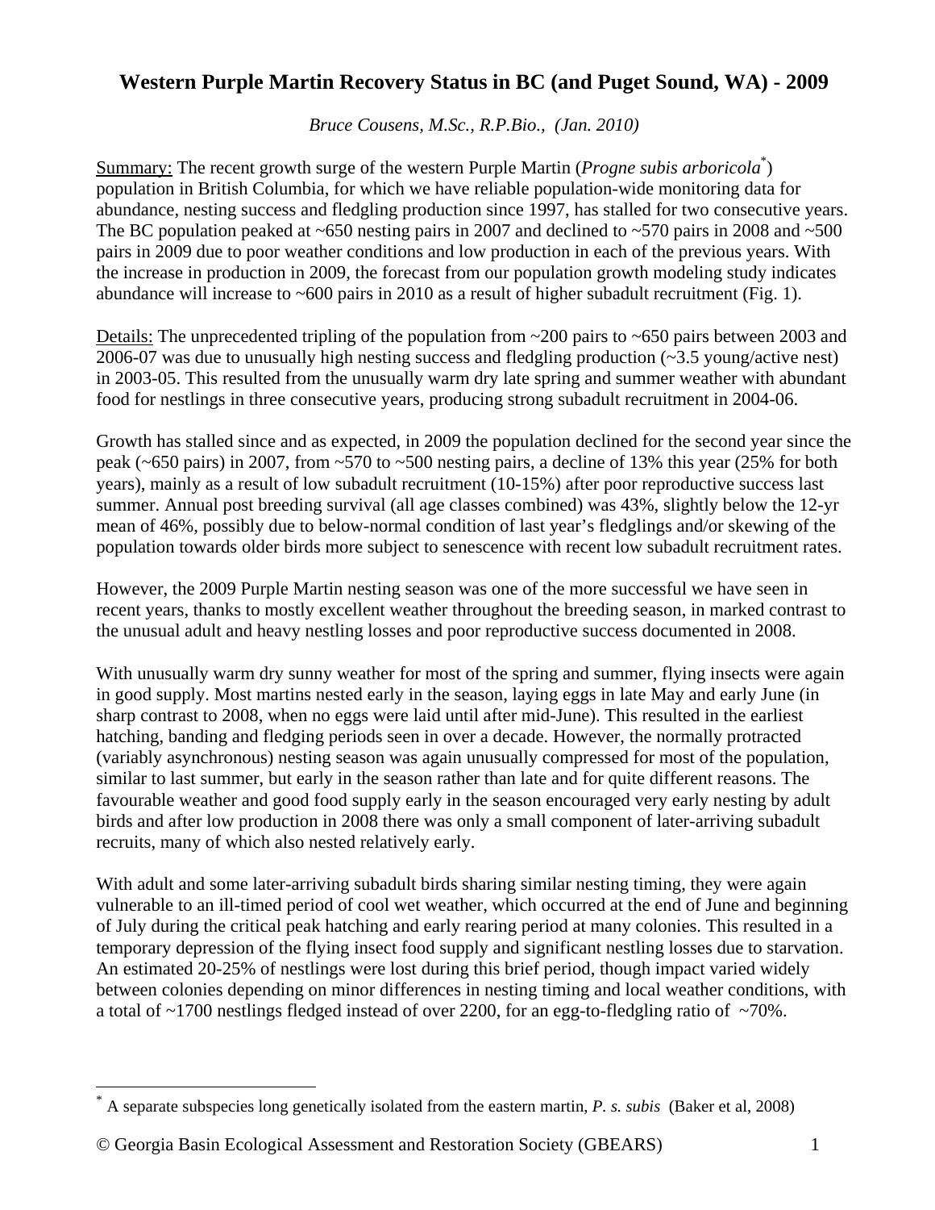# Western Purple Martin Recovery Status in BC (and Puget Sound, WA) - 2009

*Bruce Cousens, M.Sc., R.P.Bio., (Jan. 2010)*

Summary: The recent growth surge of the western Purple Martin (*Progne subis arboricola*[*]) population in British Columbia, for which we have reliable population-wide monitoring data for abundance, nesting success and fledgling production since 1997, has stalled for two consecutive years. The BC population peaked at ~650 nesting pairs in 2007 and declined to ~570 pairs in 2008 and ~500 pairs in 2009 due to poor weather conditions and low production in each of the previous years. With the increase in production in 2009, the forecast from our population growth modeling study indicates abundance will increase to ~600 pairs in 2010 as a result of higher subadult recruitment (Fig. 1).

Details: The unprecedented tripling of the population from ~200 pairs to ~650 pairs between 2003 and 2006-07 was due to unusually high nesting success and fledgling production (~3.5 young/active nest) in 2003-05. This resulted from the unusually warm dry late spring and summer weather with abundant food for nestlings in three consecutive years, producing strong subadult recruitment in 2004-06.

Growth has stalled since and as expected, in 2009 the population declined for the second year since the peak (~650 pairs) in 2007, from ~570 to ~500 nesting pairs, a decline of 13% this year (25% for both years), mainly as a result of low subadult recruitment (10-15%) after poor reproductive success last summer. Annual post breeding survival (all age classes combined) was 43%, slightly below the 12-yr mean of 46%, possibly due to below-normal condition of last year's fledglings and/or skewing of the population towards older birds more subject to senescence with recent low subadult recruitment rates.

However, the 2009 Purple Martin nesting season was one of the more successful we have seen in recent years, thanks to mostly excellent weather throughout the breeding season, in marked contrast to the unusual adult and heavy nestling losses and poor reproductive success documented in 2008.

With unusually warm dry sunny weather for most of the spring and summer, flying insects were again in good supply. Most martins nested early in the season, laying eggs in late May and early June (in sharp contrast to 2008, when no eggs were laid until after mid-June). This resulted in the earliest hatching, banding and fledging periods seen in over a decade. However, the normally protracted (variably asynchronous) nesting season was again unusually compressed for most of the population, similar to last summer, but early in the season rather than late and for quite different reasons. The favourable weather and good food supply early in the season encouraged very early nesting by adult birds and after low production in 2008 there was only a small component of later-arriving subadult recruits, many of which also nested relatively early.

With adult and some later-arriving subadult birds sharing similar nesting timing, they were again vulnerable to an ill-timed period of cool wet weather, which occurred at the end of June and beginning of July during the critical peak hatching and early rearing period at many colonies. This resulted in a temporary depression of the flying insect food supply and significant nestling losses due to starvation. An estimated 20-25% of nestlings were lost during this brief period, though impact varied widely between colonies depending on minor differences in nesting timing and local weather conditions, with a total of ~1700 nestlings fledged instead of over 2200, for an egg-to-fledgling ratio of ~70%.

---

[*] A separate subspecies long genetically isolated from the eastern martin, *P. s. subis* (Baker et al, 2008)

© Georgia Basin Ecological Assessment and Restoration Society (GBEARS)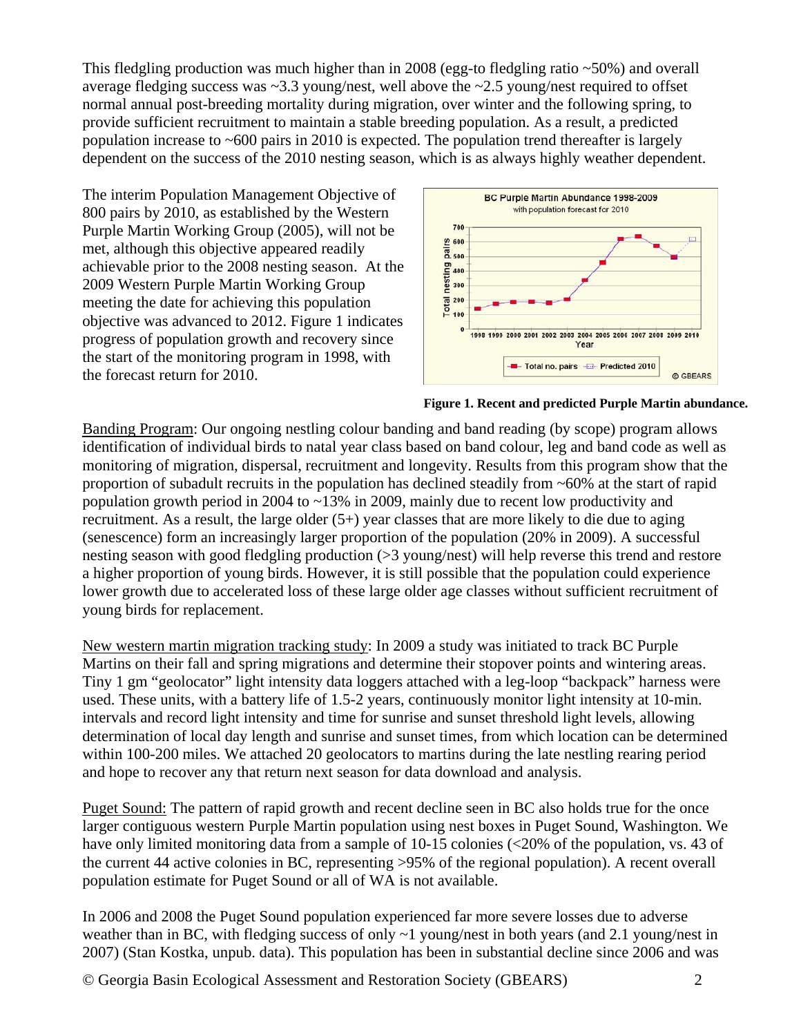This fledgling production was much higher than in 2008 (egg-to fledgling ratio ~50%) and overall average fledging success was ~3.3 young/nest, well above the ~2.5 young/nest required to offset normal annual post-breeding mortality during migration, over winter and the following spring, to provide sufficient recruitment to maintain a stable breeding population. As a result, a predicted population increase to ~600 pairs in 2010 is expected. The population trend thereafter is largely dependent on the success of the 2010 nesting season, which is as always highly weather dependent.

The interim Population Management Objective of 800 pairs by 2010, as established by the Western Purple Martin Working Group (2005), will not be met, although this objective appeared readily achievable prior to the 2008 nesting season. At the 2009 Western Purple Martin Working Group meeting the date for achieving this population objective was advanced to 2012. Figure 1 indicates progress of population growth and recovery since the start of the monitoring program in 1998, with the forecast return for 2010.

**Figure 1. Recent and predicted Purple Martin abundance.**

Banding Program: Our ongoing nestling colour banding and band reading (by scope) program allows identification of individual birds to natal year class based on band colour, leg and band code as well as monitoring of migration, dispersal, recruitment and longevity. Results from this program show that the proportion of subadult recruits in the population has declined steadily from ~60% at the start of rapid population growth period in 2004 to ~13% in 2009, mainly due to recent low productivity and recruitment. As a result, the large older (5+) year classes that are more likely to die due to aging (senescence) form an increasingly larger proportion of the population (20% in 2009). A successful nesting season with good fledgling production (>3 young/nest) will help reverse this trend and restore a higher proportion of young birds. However, it is still possible that the population could experience lower growth due to accelerated loss of these large older age classes without sufficient recruitment of young birds for replacement.

New western martin migration tracking study: In 2009 a study was initiated to track BC Purple Martins on their fall and spring migrations and determine their stopover points and wintering areas. Tiny 1 gm "geolocator" light intensity data loggers attached with a leg-loop "backpack" harness were used. These units, with a battery life of 1.5-2 years, continuously monitor light intensity at 10-min. intervals and record light intensity and time for sunrise and sunset threshold light levels, allowing determination of local day length and sunrise and sunset times, from which location can be determined within 100-200 miles. We attached 20 geolocators to martins during the late nestling rearing period and hope to recover any that return next season for data download and analysis.

Puget Sound: The pattern of rapid growth and recent decline seen in BC also holds true for the once larger contiguous western Purple Martin population using nest boxes in Puget Sound, Washington. We have only limited monitoring data from a sample of 10-15 colonies (<20% of the population, vs. 43 of the current 44 active colonies in BC, representing >95% of the regional population). A recent overall population estimate for Puget Sound or all of WA is not available.

In 2006 and 2008 the Puget Sound population experienced far more severe losses due to adverse weather than in BC, with fledging success of only ~1 young/nest in both years (and 2.1 young/nest in 2007) (Stan Kostka, unpub. data). This population has been in substantial decline since 2006 and was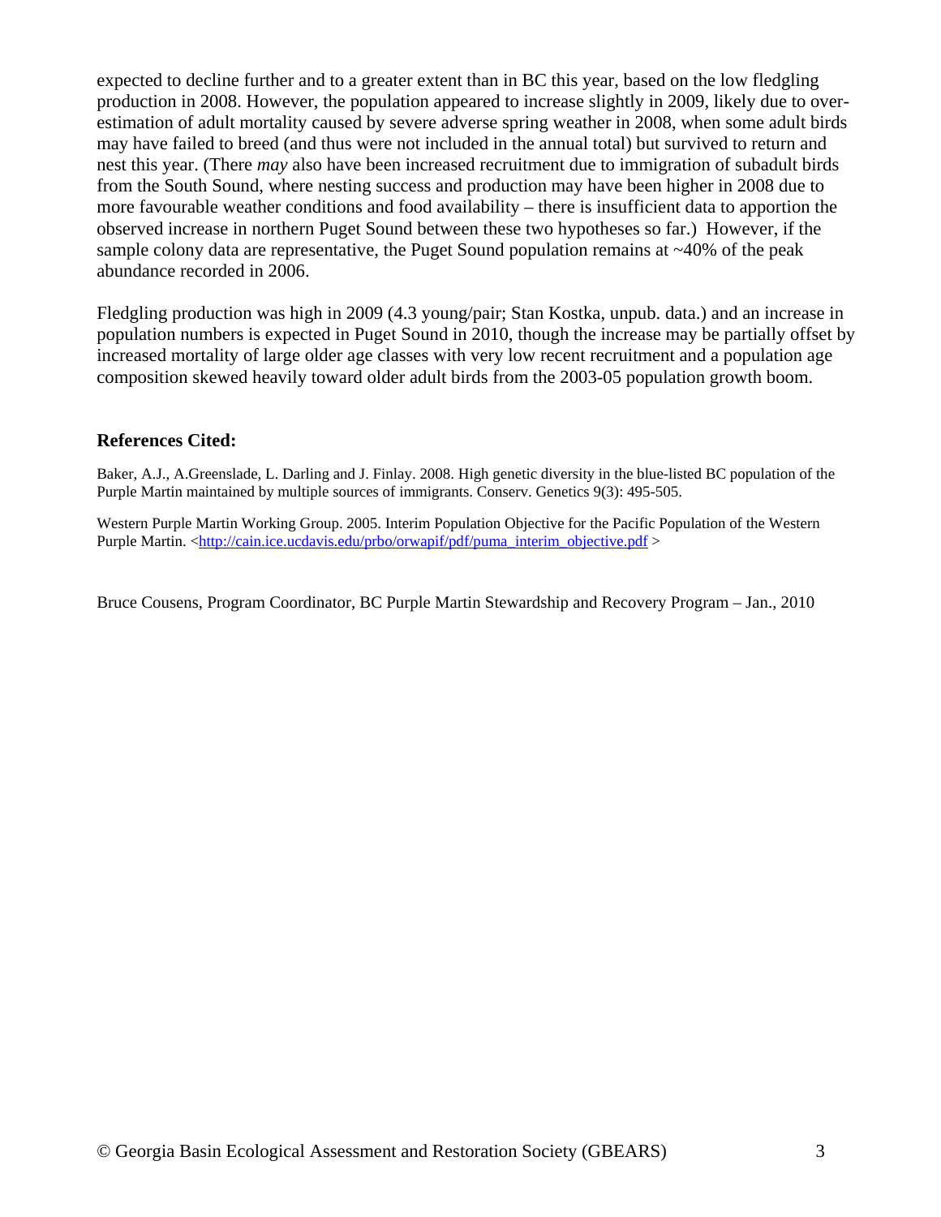expected to decline further and to a greater extent than in BC this year, based on the low fledgling production in 2008. However, the population appeared to increase slightly in 2009, likely due to over-estimation of adult mortality caused by severe adverse spring weather in 2008, when some adult birds may have failed to breed (and thus were not included in the annual total) but survived to return and nest this year. (There *may* also have been increased recruitment due to immigration of subadult birds from the South Sound, where nesting success and production may have been higher in 2008 due to more favourable weather conditions and food availability – there is insufficient data to apportion the observed increase in northern Puget Sound between these two hypotheses so far.) However, if the sample colony data are representative, the Puget Sound population remains at ~40% of the peak abundance recorded in 2006.

Fledgling production was high in 2009 (4.3 young/pair; Stan Kostka, unpub. data.) and an increase in population numbers is expected in Puget Sound in 2010, though the increase may be partially offset by increased mortality of large older age classes with very low recent recruitment and a population age composition skewed heavily toward older adult birds from the 2003-05 population growth boom.

### References Cited:

Baker, A.J., A.Greenslade, L. Darling and J. Finlay. 2008. High genetic diversity in the blue-listed BC population of the Purple Martin maintained by multiple sources of immigrants. Conserv. Genetics 9(3): 495-505.

Western Purple Martin Working Group. 2005. Interim Population Objective for the Pacific Population of the Western Purple Martin. <http://cain.ice.ucdavis.edu/prbo/orwapif/pdf/puma_interim_objective.pdf >

Bruce Cousens, Program Coordinator, BC Purple Martin Stewardship and Recovery Program – Jan., 2010

© Georgia Basin Ecological Assessment and Restoration Society (GBEARS)